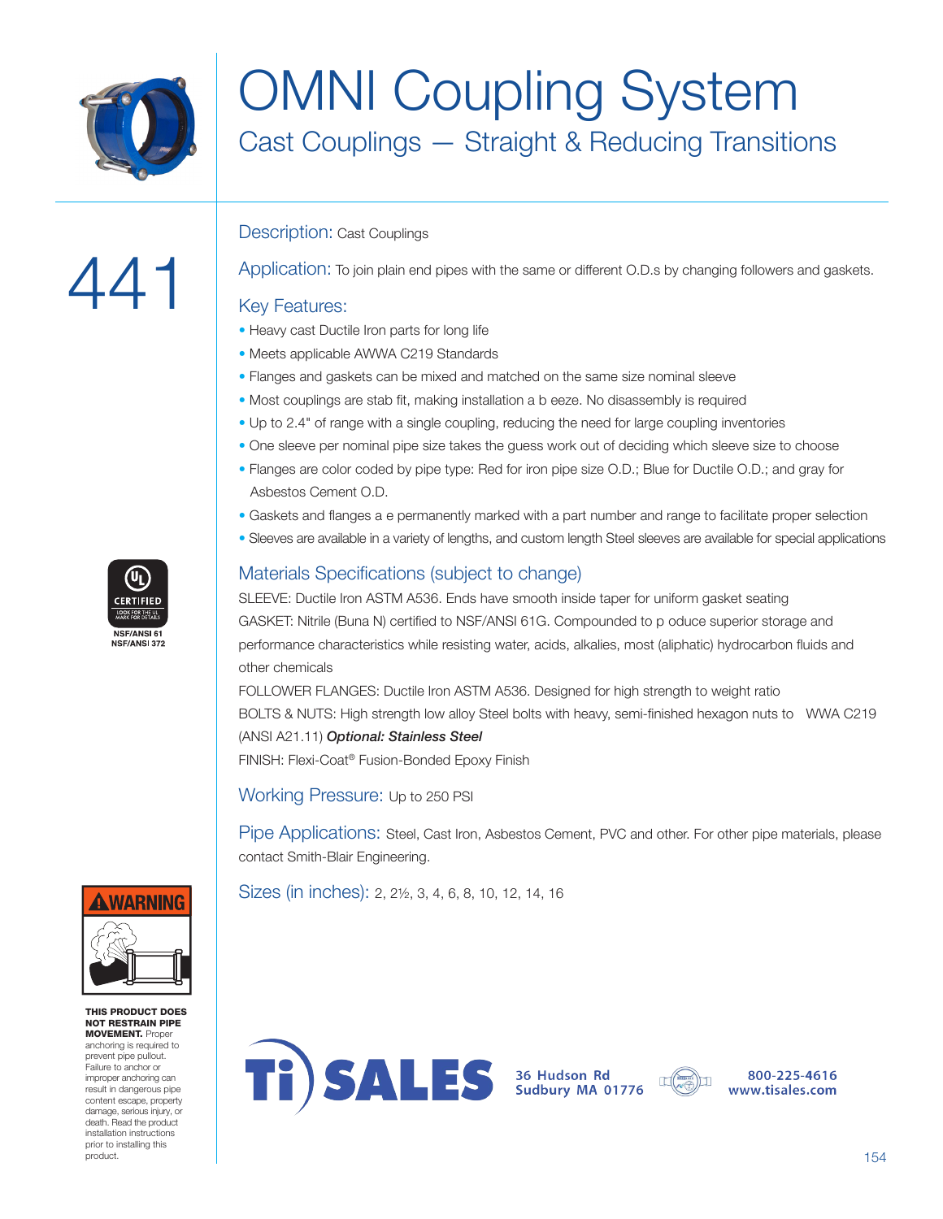# OMNI Coupling System

## Cast Couplings — Straight & Reducing Transitions

# 441

### Description: Cast Couplings

### Application: To join plain end pipes with the same or different O.D.s by changing followers and gaskets.

### Key Features:

- Heavy cast Ductile Iron parts for long life
- Meets applicable AWWA C219 Standards
- Flanges and gaskets can be mixed and matched on the same size nominal sleeve
- Most couplings are stab fit, making installation a b eeze. No disassembly is required
- Up to 2.4" of range with a single coupling, reducing the need for large coupling inventories
- One sleeve per nominal pipe size takes the guess work out of deciding which sleeve size to choose
- Flanges are color coded by pipe type: Red for iron pipe size O.D.; Blue for Ductile O.D.; and gray for Asbestos Cement O.D.
- Gaskets and flanges a e permanently marked with a part number and range to facilitate proper selection
- Sleeves are available in a variety of lengths, and custom length Steel sleeves are available for special applications

### Materials Specifications (subject to change)

SLEEVE: Ductile Iron ASTM A536. Ends have smooth inside taper for uniform gasket seating

GASKET: Nitrile (Buna N) certified to NSF/ANSI 61G. Compounded to p oduce superior storage and performance characteristics while resisting water, acids, alkalies, most (aliphatic) hydrocarbon fluids and other chemicals

FOLLOWER FLANGES: Ductile Iron ASTM A536. Designed for high strength to weight ratio

BOLTS & NUTS: High strength low alloy Steel bolts with heavy, semi-finished hexagon nuts to WWA C219 (ANSI A21.11) ***Optional: Stainless Steel***

FINISH: Flexi-Coat® Fusion-Bonded Epoxy Finish

### Working Pressure: Up to 250 PSI

### Pipe Applications: Steel, Cast Iron, Asbestos Cement, PVC and other. For other pipe materials, please contact Smith-Blair Engineering.

### Sizes (in inches): 2, 2½, 3, 4, 6, 8, 10, 12, 14, 16

CERTIFIED
LOOK FOR THE UL MARK FOR DETAILS
NSF/ANSI 61
NSF/ANSI 372

⚠WARNING

**THIS PRODUCT DOES NOT RESTRAIN PIPE MOVEMENT.** Proper anchoring is required to prevent pipe pullout. Failure to anchor or improper anchoring can result in dangerous pipe content escape, property damage, serious injury, or death. Read the product installation instructions prior to installing this product.

Ti SALES
36 Hudson Rd
Sudbury MA 01776
800-225-4616
www.tisales.com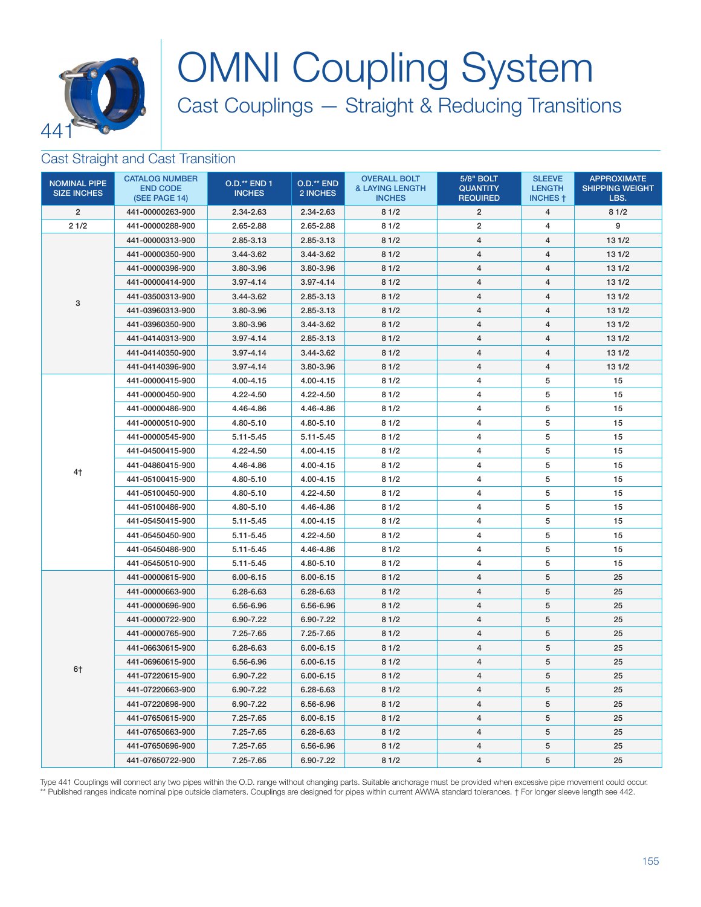441

# OMNI Coupling System

## Cast Couplings — Straight & Reducing Transitions

### Cast Straight and Cast Transition

| NOMINAL PIPE SIZE INCHES | CATALOG NUMBER END CODE (SEE PAGE 14) | O.D.** END 1 INCHES | O.D.** END 2 INCHES | OVERALL BOLT & LAYING LENGTH INCHES | 5/8" BOLT QUANTITY REQUIRED | SLEEVE LENGTH INCHES † | APPROXIMATE SHIPPING WEIGHT LBS. |
|---|---|---|---|---|---|---|---|
| 2 | 441-00000263-900 | 2.34-2.63 | 2.34-2.63 | 8 1/2 | 2 | 4 | 8 1/2 |
| 2 1/2 | 441-00000288-900 | 2.65-2.88 | 2.65-2.88 | 8 1/2 | 2 | 4 | 9 |
| 3 | 441-00000313-900 | 2.85-3.13 | 2.85-3.13 | 8 1/2 | 4 | 4 | 13 1/2 |
| | 441-00000350-900 | 3.44-3.62 | 3.44-3.62 | 8 1/2 | 4 | 4 | 13 1/2 |
| | 441-00000396-900 | 3.80-3.96 | 3.80-3.96 | 8 1/2 | 4 | 4 | 13 1/2 |
| | 441-00000414-900 | 3.97-4.14 | 3.97-4.14 | 8 1/2 | 4 | 4 | 13 1/2 |
| | 441-03500313-900 | 3.44-3.62 | 2.85-3.13 | 8 1/2 | 4 | 4 | 13 1/2 |
| | 441-03960313-900 | 3.80-3.96 | 2.85-3.13 | 8 1/2 | 4 | 4 | 13 1/2 |
| | 441-03960350-900 | 3.80-3.96 | 3.44-3.62 | 8 1/2 | 4 | 4 | 13 1/2 |
| | 441-04140313-900 | 3.97-4.14 | 2.85-3.13 | 8 1/2 | 4 | 4 | 13 1/2 |
| | 441-04140350-900 | 3.97-4.14 | 3.44-3.62 | 8 1/2 | 4 | 4 | 13 1/2 |
| | 441-04140396-900 | 3.97-4.14 | 3.80-3.96 | 8 1/2 | 4 | 4 | 13 1/2 |
| 4† | 441-00000415-900 | 4.00-4.15 | 4.00-4.15 | 8 1/2 | 4 | 5 | 15 |
| | 441-00000450-900 | 4.22-4.50 | 4.22-4.50 | 8 1/2 | 4 | 5 | 15 |
| | 441-00000486-900 | 4.46-4.86 | 4.46-4.86 | 8 1/2 | 4 | 5 | 15 |
| | 441-00000510-900 | 4.80-5.10 | 4.80-5.10 | 8 1/2 | 4 | 5 | 15 |
| | 441-00000545-900 | 5.11-5.45 | 5.11-5.45 | 8 1/2 | 4 | 5 | 15 |
| | 441-04500415-900 | 4.22-4.50 | 4.00-4.15 | 8 1/2 | 4 | 5 | 15 |
| | 441-04860415-900 | 4.46-4.86 | 4.00-4.15 | 8 1/2 | 4 | 5 | 15 |
| | 441-05100415-900 | 4.80-5.10 | 4.00-4.15 | 8 1/2 | 4 | 5 | 15 |
| | 441-05100450-900 | 4.80-5.10 | 4.22-4.50 | 8 1/2 | 4 | 5 | 15 |
| | 441-05100486-900 | 4.80-5.10 | 4.46-4.86 | 8 1/2 | 4 | 5 | 15 |
| | 441-05450415-900 | 5.11-5.45 | 4.00-4.15 | 8 1/2 | 4 | 5 | 15 |
| | 441-05450450-900 | 5.11-5.45 | 4.22-4.50 | 8 1/2 | 4 | 5 | 15 |
| | 441-05450486-900 | 5.11-5.45 | 4.46-4.86 | 8 1/2 | 4 | 5 | 15 |
| | 441-05450510-900 | 5.11-5.45 | 4.80-5.10 | 8 1/2 | 4 | 5 | 15 |
| 6† | 441-00000615-900 | 6.00-6.15 | 6.00-6.15 | 8 1/2 | 4 | 5 | 25 |
| | 441-00000663-900 | 6.28-6.63 | 6.28-6.63 | 8 1/2 | 4 | 5 | 25 |
| | 441-00000696-900 | 6.56-6.96 | 6.56-6.96 | 8 1/2 | 4 | 5 | 25 |
| | 441-00000722-900 | 6.90-7.22 | 6.90-7.22 | 8 1/2 | 4 | 5 | 25 |
| | 441-00000765-900 | 7.25-7.65 | 7.25-7.65 | 8 1/2 | 4 | 5 | 25 |
| | 441-06630615-900 | 6.28-6.63 | 6.00-6.15 | 8 1/2 | 4 | 5 | 25 |
| | 441-06960615-900 | 6.56-6.96 | 6.00-6.15 | 8 1/2 | 4 | 5 | 25 |
| | 441-07220615-900 | 6.90-7.22 | 6.00-6.15 | 8 1/2 | 4 | 5 | 25 |
| | 441-07220663-900 | 6.90-7.22 | 6.28-6.63 | 8 1/2 | 4 | 5 | 25 |
| | 441-07220696-900 | 6.90-7.22 | 6.56-6.96 | 8 1/2 | 4 | 5 | 25 |
| | 441-07650615-900 | 7.25-7.65 | 6.00-6.15 | 8 1/2 | 4 | 5 | 25 |
| | 441-07650663-900 | 7.25-7.65 | 6.28-6.63 | 8 1/2 | 4 | 5 | 25 |
| | 441-07650696-900 | 7.25-7.65 | 6.56-6.96 | 8 1/2 | 4 | 5 | 25 |
| | 441-07650722-900 | 7.25-7.65 | 6.90-7.22 | 8 1/2 | 4 | 5 | 25 |

Type 441 Couplings will connect any two pipes within the O.D. range without changing parts. Suitable anchorage must be provided when excessive pipe movement could occur.
** Published ranges indicate nominal pipe outside diameters. Couplings are designed for pipes within current AWWA standard tolerances. † For longer sleeve length see 442.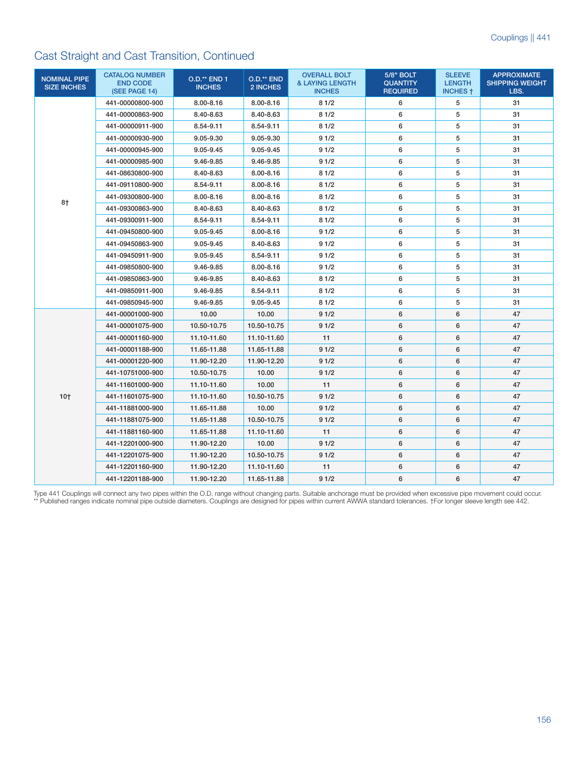## Cast Straight and Cast Transition, Continued

| NOMINAL PIPE SIZE INCHES | CATALOG NUMBER END CODE (SEE PAGE 14) | O.D.** END 1 INCHES | O.D.** END 2 INCHES | OVERALL BOLT & LAYING LENGTH INCHES | 5/8" BOLT QUANTITY REQUIRED | SLEEVE LENGTH INCHES † | APPROXIMATE SHIPPING WEIGHT LBS. |
|---|---|---|---|---|---|---|---|
| 8† | 441-00000800-900 | 8.00-8.16 | 8.00-8.16 | 8 1/2 | 6 | 5 | 31 |
| | 441-00000863-900 | 8.40-8.63 | 8.40-8.63 | 8 1/2 | 6 | 5 | 31 |
| | 441-00000911-900 | 8.54-9.11 | 8.54-9.11 | 8 1/2 | 6 | 5 | 31 |
| | 441-00000930-900 | 9.05-9.30 | 9.05-9.30 | 9 1/2 | 6 | 5 | 31 |
| | 441-00000945-900 | 9.05-9.45 | 9.05-9.45 | 9 1/2 | 6 | 5 | 31 |
| | 441-00000985-900 | 9.46-9.85 | 9.46-9.85 | 9 1/2 | 6 | 5 | 31 |
| | 441-08630800-900 | 8.40-8.63 | 8.00-8.16 | 8 1/2 | 6 | 5 | 31 |
| | 441-09110800-900 | 8.54-9.11 | 8.00-8.16 | 8 1/2 | 6 | 5 | 31 |
| | 441-09300800-900 | 8.00-8.16 | 8.00-8.16 | 8 1/2 | 6 | 5 | 31 |
| | 441-09300863-900 | 8.40-8.63 | 8.40-8.63 | 8 1/2 | 6 | 5 | 31 |
| | 441-09300911-900 | 8.54-9.11 | 8.54-9.11 | 8 1/2 | 6 | 5 | 31 |
| | 441-09450800-900 | 9.05-9.45 | 8.00-8.16 | 9 1/2 | 6 | 5 | 31 |
| | 441-09450863-900 | 9.05-9.45 | 8.40-8.63 | 9 1/2 | 6 | 5 | 31 |
| | 441-09450911-900 | 9.05-9.45 | 8.54-9.11 | 9 1/2 | 6 | 5 | 31 |
| | 441-09850800-900 | 9.46-9.85 | 8.00-8.16 | 9 1/2 | 6 | 5 | 31 |
| | 441-09850863-900 | 9.46-9.85 | 8.40-8.63 | 8 1/2 | 6 | 5 | 31 |
| | 441-09850911-900 | 9.46-9.85 | 8.54-9.11 | 8 1/2 | 6 | 5 | 31 |
| | 441-09850945-900 | 9.46-9.85 | 9.05-9.45 | 8 1/2 | 6 | 5 | 31 |
| 10† | 441-00001000-900 | 10.00 | 10.00 | 9 1/2 | 6 | 6 | 47 |
| | 441-00001075-900 | 10.50-10.75 | 10.50-10.75 | 9 1/2 | 6 | 6 | 47 |
| | 441-00001160-900 | 11.10-11.60 | 11.10-11.60 | 11 | 6 | 6 | 47 |
| | 441-00001188-900 | 11.65-11.88 | 11.65-11.88 | 9 1/2 | 6 | 6 | 47 |
| | 441-00001220-900 | 11.90-12.20 | 11.90-12.20 | 9 1/2 | 6 | 6 | 47 |
| | 441-10751000-900 | 10.50-10.75 | 10.00 | 9 1/2 | 6 | 6 | 47 |
| | 441-11601000-900 | 11.10-11.60 | 10.00 | 11 | 6 | 6 | 47 |
| | 441-11601075-900 | 11.10-11.60 | 10.50-10.75 | 9 1/2 | 6 | 6 | 47 |
| | 441-11881000-900 | 11.65-11.88 | 10.00 | 9 1/2 | 6 | 6 | 47 |
| | 441-11881075-900 | 11.65-11.88 | 10.50-10.75 | 9 1/2 | 6 | 6 | 47 |
| | 441-11881160-900 | 11.65-11.88 | 11.10-11.60 | 11 | 6 | 6 | 47 |
| | 441-12201000-900 | 11.90-12.20 | 10.00 | 9 1/2 | 6 | 6 | 47 |
| | 441-12201075-900 | 11.90-12.20 | 10.50-10.75 | 9 1/2 | 6 | 6 | 47 |
| | 441-12201160-900 | 11.90-12.20 | 11.10-11.60 | 11 | 6 | 6 | 47 |
| | 441-12201188-900 | 11.90-12.20 | 11.65-11.88 | 9 1/2 | 6 | 6 | 47 |

Type 441 Couplings will connect any two pipes within the O.D. range without changing parts. Suitable anchorage must be provided when excessive pipe movement could occur.
** Published ranges indicate nominal pipe outside diameters. Couplings are designed for pipes within current AWWA standard tolerances. †For longer sleeve length see 442.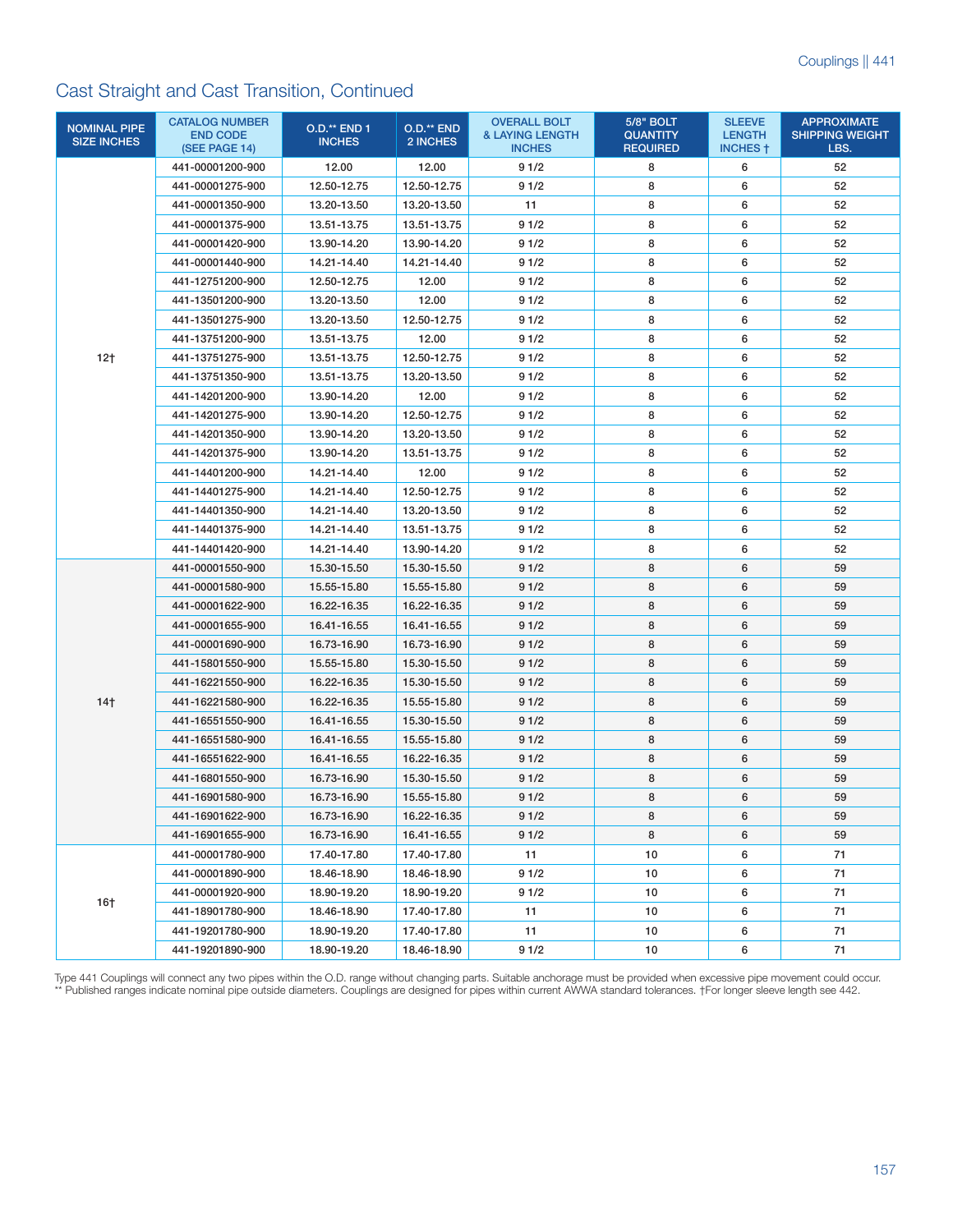## Cast Straight and Cast Transition, Continued

| NOMINAL PIPE SIZE INCHES | CATALOG NUMBER END CODE (SEE PAGE 14) | O.D.** END 1 INCHES | O.D.** END 2 INCHES | OVERALL BOLT & LAYING LENGTH INCHES | 5/8" BOLT QUANTITY REQUIRED | SLEEVE LENGTH INCHES † | APPROXIMATE SHIPPING WEIGHT LBS. |
|---|---|---|---|---|---|---|---|
| 12† | 441-00001200-900 | 12.00 | 12.00 | 9 1/2 | 8 | 6 | 52 |
| | 441-00001275-900 | 12.50-12.75 | 12.50-12.75 | 9 1/2 | 8 | 6 | 52 |
| | 441-00001350-900 | 13.20-13.50 | 13.20-13.50 | 11 | 8 | 6 | 52 |
| | 441-00001375-900 | 13.51-13.75 | 13.51-13.75 | 9 1/2 | 8 | 6 | 52 |
| | 441-00001420-900 | 13.90-14.20 | 13.90-14.20 | 9 1/2 | 8 | 6 | 52 |
| | 441-00001440-900 | 14.21-14.40 | 14.21-14.40 | 9 1/2 | 8 | 6 | 52 |
| | 441-12751200-900 | 12.50-12.75 | 12.00 | 9 1/2 | 8 | 6 | 52 |
| | 441-13501200-900 | 13.20-13.50 | 12.00 | 9 1/2 | 8 | 6 | 52 |
| | 441-13501275-900 | 13.20-13.50 | 12.50-12.75 | 9 1/2 | 8 | 6 | 52 |
| | 441-13751200-900 | 13.51-13.75 | 12.00 | 9 1/2 | 8 | 6 | 52 |
| | 441-13751275-900 | 13.51-13.75 | 12.50-12.75 | 9 1/2 | 8 | 6 | 52 |
| | 441-13751350-900 | 13.51-13.75 | 13.20-13.50 | 9 1/2 | 8 | 6 | 52 |
| | 441-14201200-900 | 13.90-14.20 | 12.00 | 9 1/2 | 8 | 6 | 52 |
| | 441-14201275-900 | 13.90-14.20 | 12.50-12.75 | 9 1/2 | 8 | 6 | 52 |
| | 441-14201350-900 | 13.90-14.20 | 13.20-13.50 | 9 1/2 | 8 | 6 | 52 |
| | 441-14201375-900 | 13.90-14.20 | 13.51-13.75 | 9 1/2 | 8 | 6 | 52 |
| | 441-14401200-900 | 14.21-14.40 | 12.00 | 9 1/2 | 8 | 6 | 52 |
| | 441-14401275-900 | 14.21-14.40 | 12.50-12.75 | 9 1/2 | 8 | 6 | 52 |
| | 441-14401350-900 | 14.21-14.40 | 13.20-13.50 | 9 1/2 | 8 | 6 | 52 |
| | 441-14401375-900 | 14.21-14.40 | 13.51-13.75 | 9 1/2 | 8 | 6 | 52 |
| | 441-14401420-900 | 14.21-14.40 | 13.90-14.20 | 9 1/2 | 8 | 6 | 52 |
| 14† | 441-00001550-900 | 15.30-15.50 | 15.30-15.50 | 9 1/2 | 8 | 6 | 59 |
| | 441-00001580-900 | 15.55-15.80 | 15.55-15.80 | 9 1/2 | 8 | 6 | 59 |
| | 441-00001622-900 | 16.22-16.35 | 16.22-16.35 | 9 1/2 | 8 | 6 | 59 |
| | 441-00001655-900 | 16.41-16.55 | 16.41-16.55 | 9 1/2 | 8 | 6 | 59 |
| | 441-00001690-900 | 16.73-16.90 | 16.73-16.90 | 9 1/2 | 8 | 6 | 59 |
| | 441-15801550-900 | 15.55-15.80 | 15.30-15.50 | 9 1/2 | 8 | 6 | 59 |
| | 441-16221550-900 | 16.22-16.35 | 15.30-15.50 | 9 1/2 | 8 | 6 | 59 |
| | 441-16221580-900 | 16.22-16.35 | 15.55-15.80 | 9 1/2 | 8 | 6 | 59 |
| | 441-16551550-900 | 16.41-16.55 | 15.30-15.50 | 9 1/2 | 8 | 6 | 59 |
| | 441-16551580-900 | 16.41-16.55 | 15.55-15.80 | 9 1/2 | 8 | 6 | 59 |
| | 441-16551622-900 | 16.41-16.55 | 16.22-16.35 | 9 1/2 | 8 | 6 | 59 |
| | 441-16801550-900 | 16.73-16.90 | 15.30-15.50 | 9 1/2 | 8 | 6 | 59 |
| | 441-16901580-900 | 16.73-16.90 | 15.55-15.80 | 9 1/2 | 8 | 6 | 59 |
| | 441-16901622-900 | 16.73-16.90 | 16.22-16.35 | 9 1/2 | 8 | 6 | 59 |
| | 441-16901655-900 | 16.73-16.90 | 16.41-16.55 | 9 1/2 | 8 | 6 | 59 |
| 16† | 441-00001780-900 | 17.40-17.80 | 17.40-17.80 | 11 | 10 | 6 | 71 |
| | 441-00001890-900 | 18.46-18.90 | 18.46-18.90 | 9 1/2 | 10 | 6 | 71 |
| | 441-00001920-900 | 18.90-19.20 | 18.90-19.20 | 9 1/2 | 10 | 6 | 71 |
| | 441-18901780-900 | 18.46-18.90 | 17.40-17.80 | 11 | 10 | 6 | 71 |
| | 441-19201780-900 | 18.90-19.20 | 17.40-17.80 | 11 | 10 | 6 | 71 |
| | 441-19201890-900 | 18.90-19.20 | 18.46-18.90 | 9 1/2 | 10 | 6 | 71 |

Type 441 Couplings will connect any two pipes within the O.D. range without changing parts. Suitable anchorage must be provided when excessive pipe movement could occur.
** Published ranges indicate nominal pipe outside diameters. Couplings are designed for pipes within current AWWA standard tolerances. †For longer sleeve length see 442.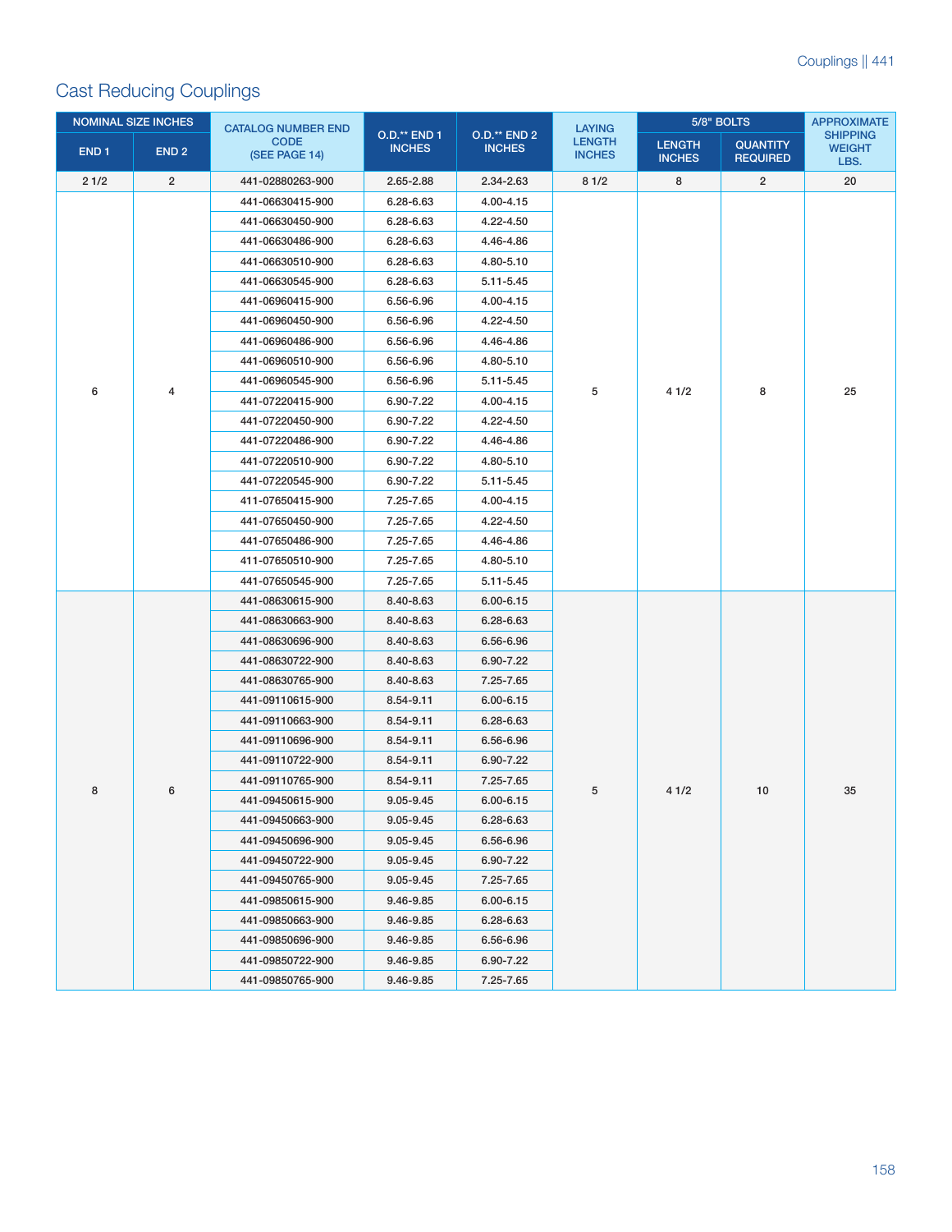## Cast Reducing Couplings

| NOMINAL SIZE INCHES | | CATALOG NUMBER END CODE (SEE PAGE 14) | O.D.** END 1 INCHES | O.D.** END 2 INCHES | LAYING LENGTH INCHES | 5/8" BOLTS | | APPROXIMATE SHIPPING WEIGHT LBS. |
|---|---|---|---|---|---|---|---|---|
| END 1 | END 2 | | | | | LENGTH INCHES | QUANTITY REQUIRED | |
| 2 1/2 | 2 | 441-02880263-900 | 2.65-2.88 | 2.34-2.63 | 8 1/2 | 8 | 2 | 20 |
| 6 | 4 | 441-06630415-900 | 6.28-6.63 | 4.00-4.15 | 5 | 4 1/2 | 8 | 25 |
| | | 441-06630450-900 | 6.28-6.63 | 4.22-4.50 | | | | |
| | | 441-06630486-900 | 6.28-6.63 | 4.46-4.86 | | | | |
| | | 441-06630510-900 | 6.28-6.63 | 4.80-5.10 | | | | |
| | | 441-06630545-900 | 6.28-6.63 | 5.11-5.45 | | | | |
| | | 441-06960415-900 | 6.56-6.96 | 4.00-4.15 | | | | |
| | | 441-06960450-900 | 6.56-6.96 | 4.22-4.50 | | | | |
| | | 441-06960486-900 | 6.56-6.96 | 4.46-4.86 | | | | |
| | | 441-06960510-900 | 6.56-6.96 | 4.80-5.10 | | | | |
| | | 441-06960545-900 | 6.56-6.96 | 5.11-5.45 | | | | |
| | | 441-07220415-900 | 6.90-7.22 | 4.00-4.15 | | | | |
| | | 441-07220450-900 | 6.90-7.22 | 4.22-4.50 | | | | |
| | | 441-07220486-900 | 6.90-7.22 | 4.46-4.86 | | | | |
| | | 441-07220510-900 | 6.90-7.22 | 4.80-5.10 | | | | |
| | | 441-07220545-900 | 6.90-7.22 | 5.11-5.45 | | | | |
| | | 411-07650415-900 | 7.25-7.65 | 4.00-4.15 | | | | |
| | | 441-07650450-900 | 7.25-7.65 | 4.22-4.50 | | | | |
| | | 441-07650486-900 | 7.25-7.65 | 4.46-4.86 | | | | |
| | | 411-07650510-900 | 7.25-7.65 | 4.80-5.10 | | | | |
| | | 441-07650545-900 | 7.25-7.65 | 5.11-5.45 | | | | |
| 8 | 6 | 441-08630615-900 | 8.40-8.63 | 6.00-6.15 | 5 | 4 1/2 | 10 | 35 |
| | | 441-08630663-900 | 8.40-8.63 | 6.28-6.63 | | | | |
| | | 441-08630696-900 | 8.40-8.63 | 6.56-6.96 | | | | |
| | | 441-08630722-900 | 8.40-8.63 | 6.90-7.22 | | | | |
| | | 441-08630765-900 | 8.40-8.63 | 7.25-7.65 | | | | |
| | | 441-09110615-900 | 8.54-9.11 | 6.00-6.15 | | | | |
| | | 441-09110663-900 | 8.54-9.11 | 6.28-6.63 | | | | |
| | | 441-09110696-900 | 8.54-9.11 | 6.56-6.96 | | | | |
| | | 441-09110722-900 | 8.54-9.11 | 6.90-7.22 | | | | |
| | | 441-09110765-900 | 8.54-9.11 | 7.25-7.65 | | | | |
| | | 441-09450615-900 | 9.05-9.45 | 6.00-6.15 | | | | |
| | | 441-09450663-900 | 9.05-9.45 | 6.28-6.63 | | | | |
| | | 441-09450696-900 | 9.05-9.45 | 6.56-6.96 | | | | |
| | | 441-09450722-900 | 9.05-9.45 | 6.90-7.22 | | | | |
| | | 441-09450765-900 | 9.05-9.45 | 7.25-7.65 | | | | |
| | | 441-09850615-900 | 9.46-9.85 | 6.00-6.15 | | | | |
| | | 441-09850663-900 | 9.46-9.85 | 6.28-6.63 | | | | |
| | | 441-09850696-900 | 9.46-9.85 | 6.56-6.96 | | | | |
| | | 441-09850722-900 | 9.46-9.85 | 6.90-7.22 | | | | |
| | | 441-09850765-900 | 9.46-9.85 | 7.25-7.65 | | | | |